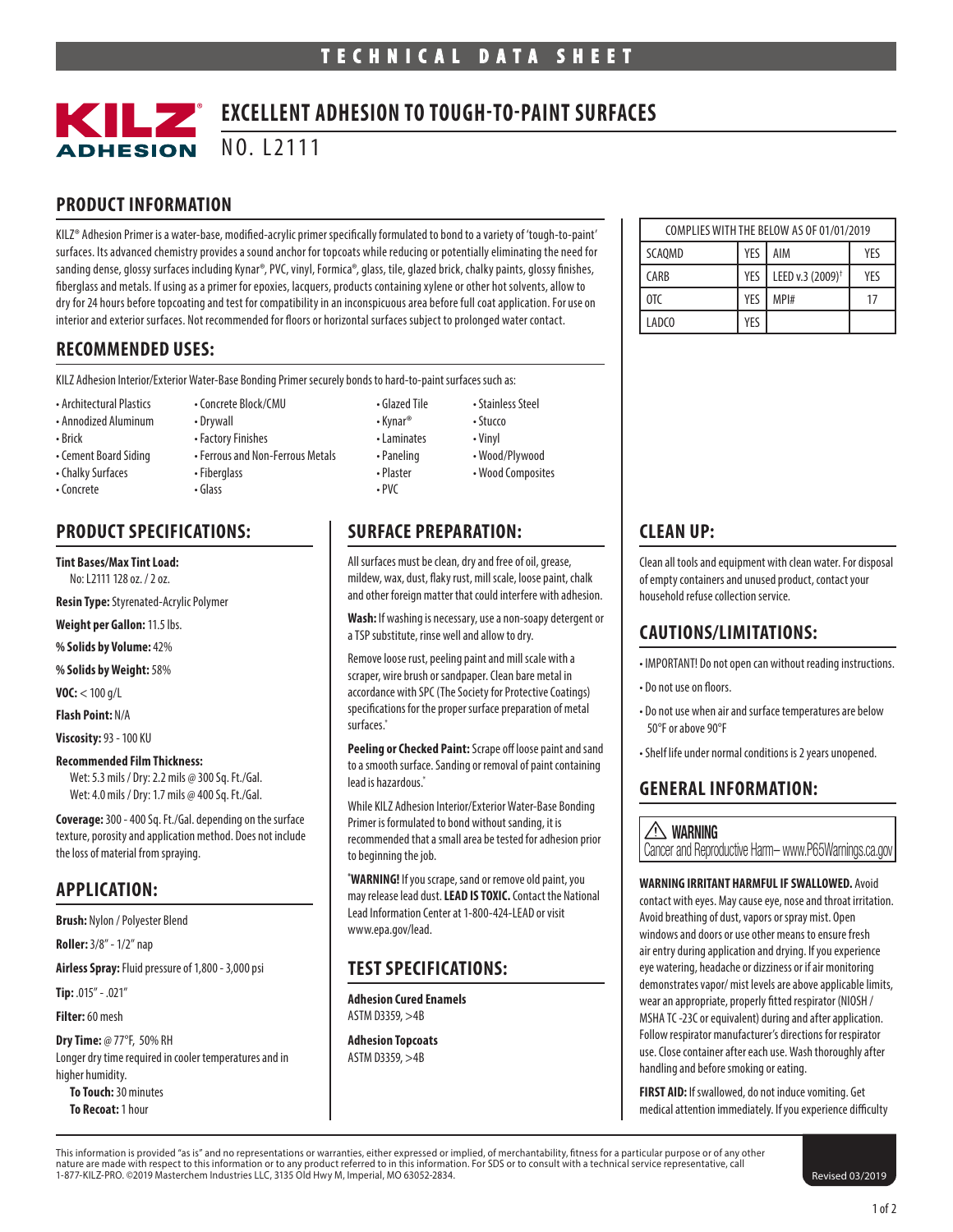# TECHNICAL DATA SHEET

**KILZ® ADHESION**

# EXCELLENT ADHESION TO TOUGH-TO-PAINT SURFACES

NO. L2111

## PRODUCT INFORMATION

KILZ® Adhesion Primer is a water-base, modified-acrylic primer specifically formulated to bond to a variety of 'tough-to-paint' surfaces. Its advanced chemistry provides a sound anchor for topcoats while reducing or potentially eliminating the need for sanding dense, glossy surfaces including Kynar®, PVC, vinyl, Formica®, glass, tile, glazed brick, chalky paints, glossy finishes, fiberglass and metals. If using as a primer for epoxies, lacquers, products containing xylene or other hot solvents, allow to dry for 24 hours before topcoating and test for compatibility in an inconspicuous area before full coat application. For use on interior and exterior surfaces. Not recommended for floors or horizontal surfaces subject to prolonged water contact.

| COMPLIES WITH THE BELOW AS OF 01/01/2019 | | | |
|---|---|---|---|
| SCAQMD | YES | AIM | YES |
| CARB | YES | LEED v.3 (2009)† | YES |
| OTC | YES | MPI# | 17 |
| LADCO | YES | | |

## RECOMMENDED USES:

KILZ Adhesion Interior/Exterior Water-Base Bonding Primer securely bonds to hard-to-paint surfaces such as:

- Architectural Plastics
- Annodized Aluminum
- Brick
- Cement Board Siding
- Chalky Surfaces
- Concrete
- Concrete Block/CMU
- Drywall
- Factory Finishes
- Ferrous and Non-Ferrous Metals
- Fiberglass
- Glass
- Glazed Tile
- Kynar®
- Laminates
- Paneling
- Plaster
- PVC
- Stainless Steel
- Stucco
- Vinyl
- Wood/Plywood
- Wood Composites

## PRODUCT SPECIFICATIONS:

**Tint Bases/Max Tint Load:**
No: L2111 128 oz. / 2 oz.

**Resin Type:** Styrenated-Acrylic Polymer

**Weight per Gallon:** 11.5 lbs.

**% Solids by Volume:** 42%

**% Solids by Weight:** 58%

**VOC:** < 100 g/L

**Flash Point:** N/A

**Viscosity:** 93 - 100 KU

**Recommended Film Thickness:**
Wet: 5.3 mils / Dry: 2.2 mils @ 300 Sq. Ft./Gal.
Wet: 4.0 mils / Dry: 1.7 mils @ 400 Sq. Ft./Gal.

**Coverage:** 300 - 400 Sq. Ft./Gal. depending on the surface texture, porosity and application method. Does not include the loss of material from spraying.

## APPLICATION:

**Brush:** Nylon / Polyester Blend

**Roller:** 3/8" - 1/2" nap

**Airless Spray:** Fluid pressure of 1,800 - 3,000 psi

**Tip:** .015" - .021"

**Filter:** 60 mesh

**Dry Time:** @ 77°F, 50% RH
Longer dry time required in cooler temperatures and in higher humidity.
**To Touch:** 30 minutes
**To Recoat:** 1 hour

## SURFACE PREPARATION:

All surfaces must be clean, dry and free of oil, grease, mildew, wax, dust, flaky rust, mill scale, loose paint, chalk and other foreign matter that could interfere with adhesion.

**Wash:** If washing is necessary, use a non-soapy detergent or a TSP substitute, rinse well and allow to dry.

Remove loose rust, peeling paint and mill scale with a scraper, wire brush or sandpaper. Clean bare metal in accordance with SPC (The Society for Protective Coatings) specifications for the proper surface preparation of metal surfaces.*

**Peeling or Checked Paint:** Scrape off loose paint and sand to a smooth surface. Sanding or removal of paint containing lead is hazardous.*

While KILZ Adhesion Interior/Exterior Water-Base Bonding Primer is formulated to bond without sanding, it is recommended that a small area be tested for adhesion prior to beginning the job.

***WARNING!** If you scrape, sand or remove old paint, you may release lead dust. **LEAD IS TOXIC.** Contact the National Lead Information Center at 1-800-424-LEAD or visit www.epa.gov/lead.

## TEST SPECIFICATIONS:

**Adhesion Cured Enamels**
ASTM D3359, >4B

**Adhesion Topcoats**
ASTM D3359, >4B

## CLEAN UP:

Clean all tools and equipment with clean water. For disposal of empty containers and unused product, contact your household refuse collection service.

## CAUTIONS/LIMITATIONS:

- IMPORTANT! Do not open can without reading instructions.
- Do not use on floors.
- Do not use when air and surface temperatures are below 50°F or above 90°F
- Shelf life under normal conditions is 2 years unopened.

## GENERAL INFORMATION:

⚠ **WARNING**
Cancer and Reproductive Harm– www.P65Warnings.ca.gov

**WARNING IRRITANT HARMFUL IF SWALLOWED.** Avoid contact with eyes. May cause eye, nose and throat irritation. Avoid breathing of dust, vapors or spray mist. Open windows and doors or use other means to ensure fresh air entry during application and drying. If you experience eye watering, headache or dizziness or if air monitoring demonstrates vapor/ mist levels are above applicable limits, wear an appropriate, properly fitted respirator (NIOSH / MSHA TC -23C or equivalent) during and after application. Follow respirator manufacturer's directions for respirator use. Close container after each use. Wash thoroughly after handling and before smoking or eating.

**FIRST AID:** If swallowed, do not induce vomiting. Get medical attention immediately. If you experience difficulty

This information is provided "as is" and no representations or warranties, either expressed or implied, of merchantability, fitness for a particular purpose or of any other nature are made with respect to this information or to any product referred to in this information. For SDS or to consult with a technical service representative, call 1-877-KILZ-PRO. ©2019 Masterchem Industries LLC, 3135 Old Hwy M, Imperial, MO 63052-2834.

Revised 03/2019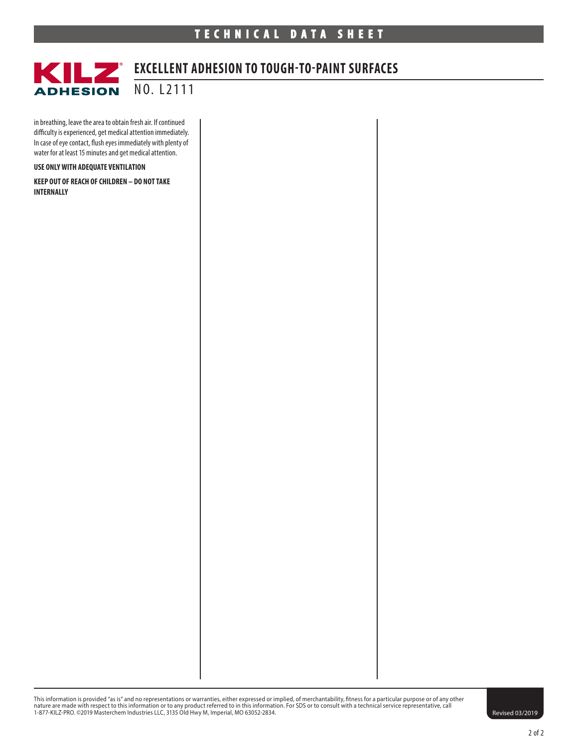in breathing, leave the area to obtain fresh air. If continued difficulty is experienced, get medical attention immediately. In case of eye contact, flush eyes immediately with plenty of water for at least 15 minutes and get medical attention.

**USE ONLY WITH ADEQUATE VENTILATION**

**KEEP OUT OF REACH OF CHILDREN – DO NOT TAKE INTERNALLY**

This information is provided "as is" and no representations or warranties, either expressed or implied, of merchantability, fitness for a particular purpose or of any other nature are made with respect to this information or to any product referred to in this information. For SDS or to consult with a technical service representative, call 1-877-KILZ-PRO. ©2019 Masterchem Industries LLC, 3135 Old Hwy M, Imperial, MO 63052-2834.

Revised 03/2019